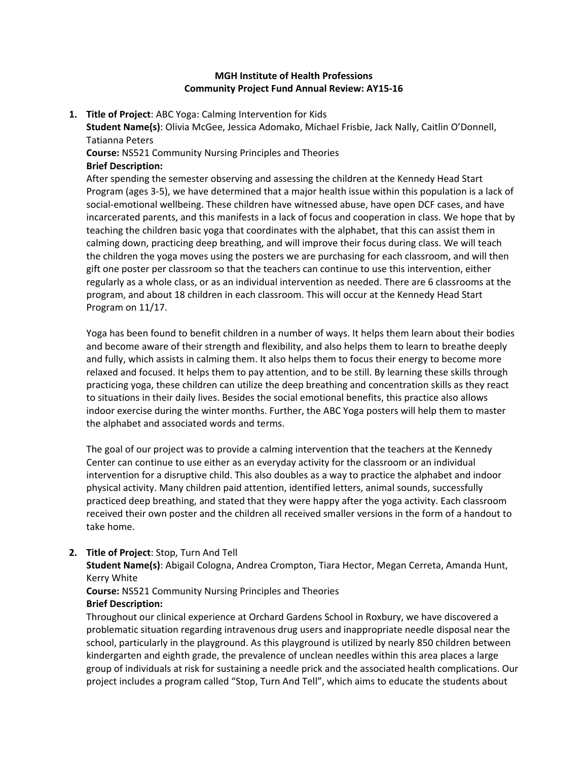**MGH Institute of Health Professions**
**Community Project Fund Annual Review: AY15-16**

1. **Title of Project**: ABC Yoga: Calming Intervention for Kids
   **Student Name(s)**: Olivia McGee, Jessica Adomako, Michael Frisbie, Jack Nally, Caitlin O'Donnell, Tatianna Peters
   **Course:** NS521 Community Nursing Principles and Theories
   **Brief Description:**
   After spending the semester observing and assessing the children at the Kennedy Head Start Program (ages 3-5), we have determined that a major health issue within this population is a lack of social-emotional wellbeing. These children have witnessed abuse, have open DCF cases, and have incarcerated parents, and this manifests in a lack of focus and cooperation in class. We hope that by teaching the children basic yoga that coordinates with the alphabet, that this can assist them in calming down, practicing deep breathing, and will improve their focus during class. We will teach the children the yoga moves using the posters we are purchasing for each classroom, and will then gift one poster per classroom so that the teachers can continue to use this intervention, either regularly as a whole class, or as an individual intervention as needed. There are 6 classrooms at the program, and about 18 children in each classroom. This will occur at the Kennedy Head Start Program on 11/17.

   Yoga has been found to benefit children in a number of ways. It helps them learn about their bodies and become aware of their strength and flexibility, and also helps them to learn to breathe deeply and fully, which assists in calming them. It also helps them to focus their energy to become more relaxed and focused. It helps them to pay attention, and to be still. By learning these skills through practicing yoga, these children can utilize the deep breathing and concentration skills as they react to situations in their daily lives. Besides the social emotional benefits, this practice also allows indoor exercise during the winter months. Further, the ABC Yoga posters will help them to master the alphabet and associated words and terms.

   The goal of our project was to provide a calming intervention that the teachers at the Kennedy Center can continue to use either as an everyday activity for the classroom or an individual intervention for a disruptive child. This also doubles as a way to practice the alphabet and indoor physical activity. Many children paid attention, identified letters, animal sounds, successfully practiced deep breathing, and stated that they were happy after the yoga activity. Each classroom received their own poster and the children all received smaller versions in the form of a handout to take home.

2. **Title of Project**: Stop, Turn And Tell
   **Student Name(s)**: Abigail Cologna, Andrea Crompton, Tiara Hector, Megan Cerreta, Amanda Hunt, Kerry White
   **Course:** NS521 Community Nursing Principles and Theories
   **Brief Description:**
   Throughout our clinical experience at Orchard Gardens School in Roxbury, we have discovered a problematic situation regarding intravenous drug users and inappropriate needle disposal near the school, particularly in the playground. As this playground is utilized by nearly 850 children between kindergarten and eighth grade, the prevalence of unclean needles within this area places a large group of individuals at risk for sustaining a needle prick and the associated health complications. Our project includes a program called "Stop, Turn And Tell", which aims to educate the students about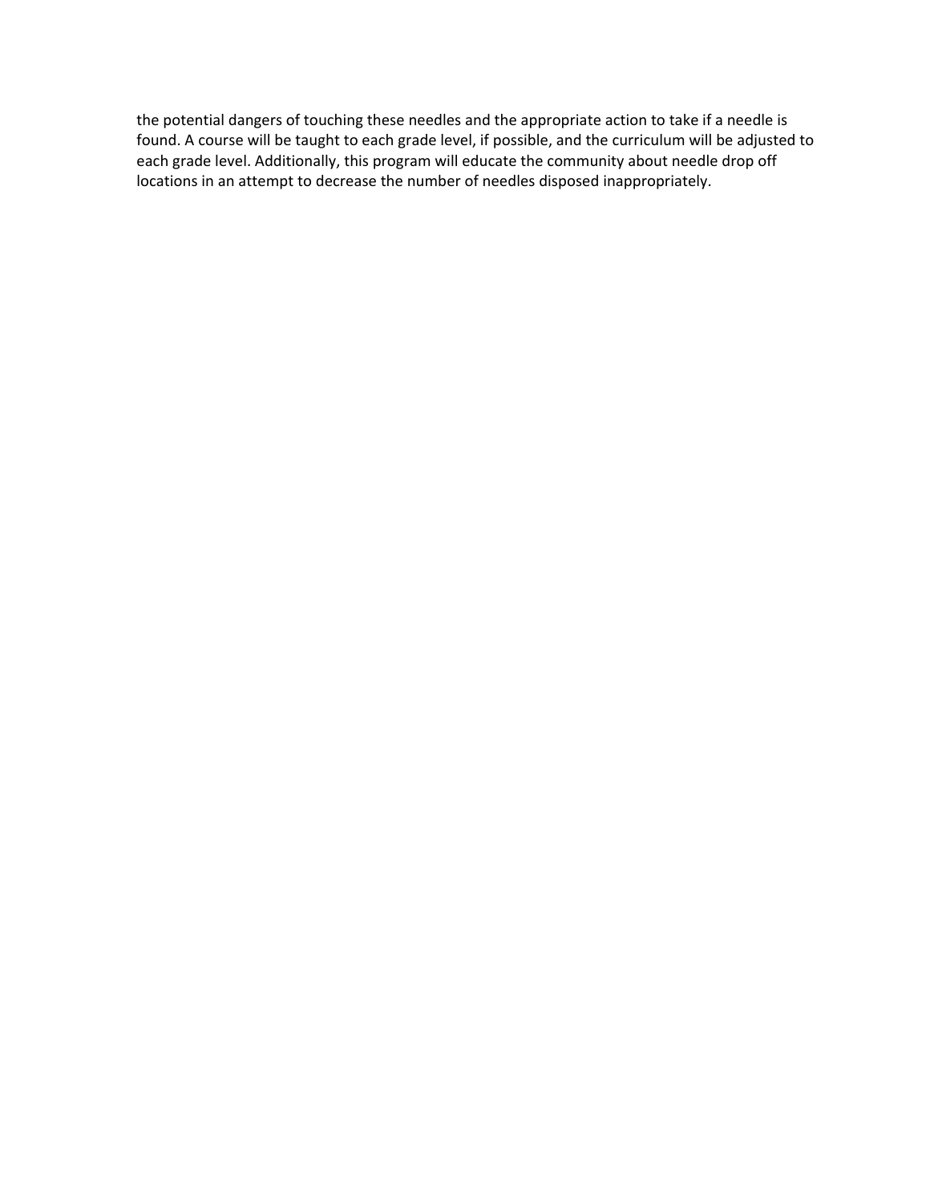the potential dangers of touching these needles and the appropriate action to take if a needle is found. A course will be taught to each grade level, if possible, and the curriculum will be adjusted to each grade level. Additionally, this program will educate the community about needle drop off locations in an attempt to decrease the number of needles disposed inappropriately.